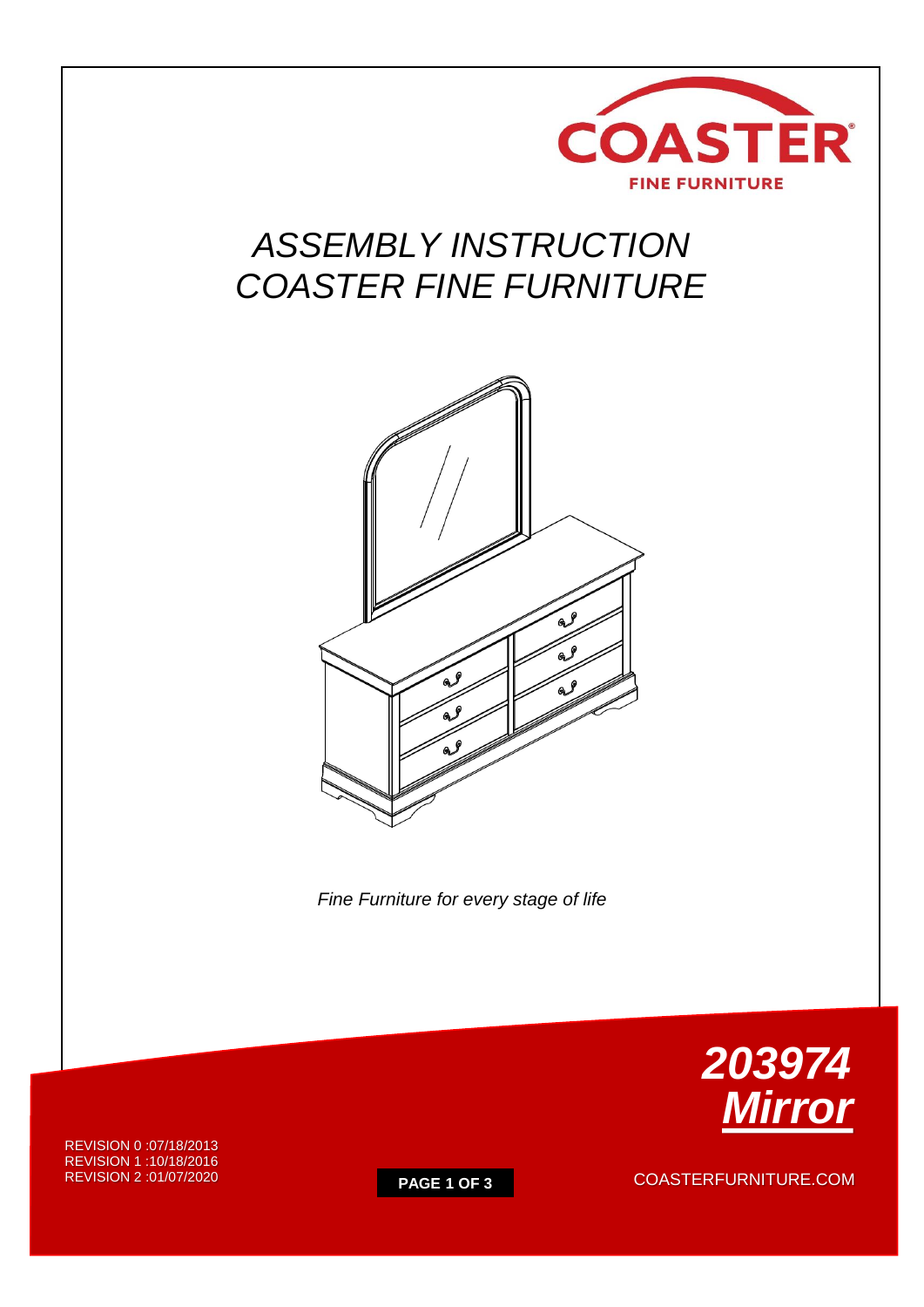COASTER
FINE FURNITURE

# ASSEMBLY INSTRUCTION
# COASTER FINE FURNITURE

*Fine Furniture for every stage of life*

***203974***
***Mirror***

REVISION 0 :07/18/2013
REVISION 1 :10/18/2016
REVISION 2 :01/07/2020

COASTERFURNITURE.COM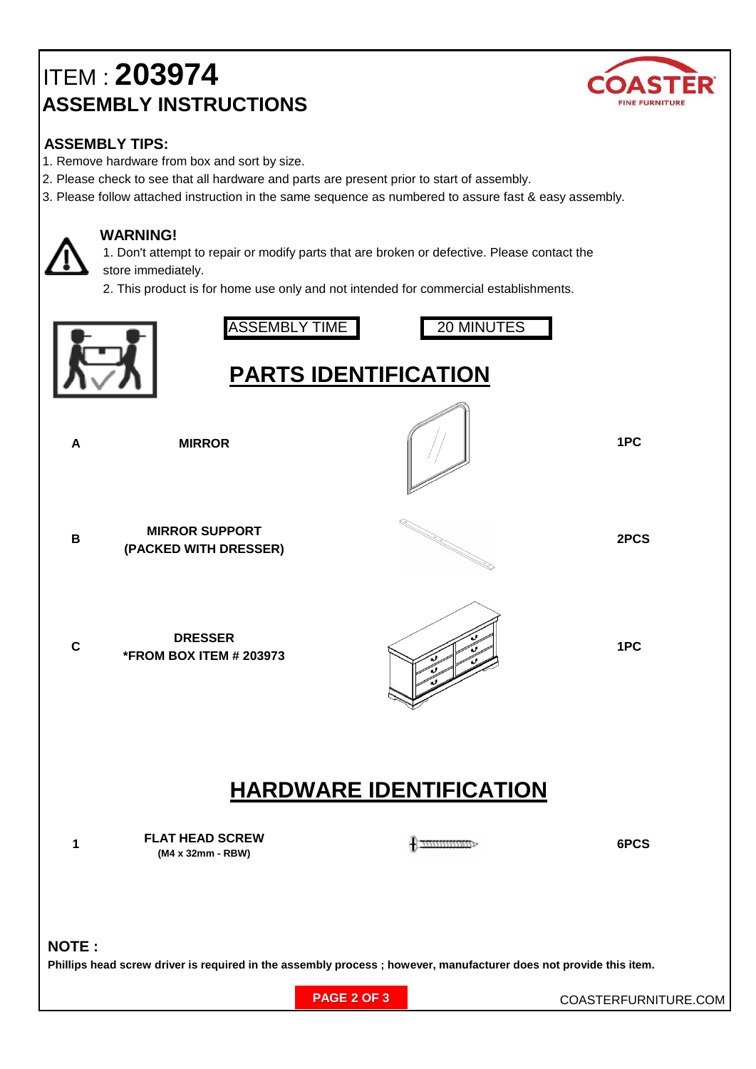# ITEM : **203974**

## ASSEMBLY INSTRUCTIONS

### ASSEMBLY TIPS:

1. Remove hardware from box and sort by size.
2. Please check to see that all hardware and parts are present prior to start of assembly.
3. Please follow attached instruction in the same sequence as numbered to assure fast & easy assembly.

### WARNING!

1. Don't attempt to repair or modify parts that are broken or defective. Please contact the store immediately.
2. This product is for home use only and not intended for commercial establishments.

| ASSEMBLY TIME | 20 MINUTES |
|---|---|

## PARTS IDENTIFICATION

| | | |
|---|---|---|
| A | MIRROR | 1PC |
| B | MIRROR SUPPORT (PACKED WITH DRESSER) | 2PCS |
| C | DRESSER *FROM BOX ITEM # 203973 | 1PC |

## HARDWARE IDENTIFICATION

| | | |
|---|---|---|
| 1 | FLAT HEAD SCREW (M4 x 32mm - RBW) | 6PCS |

**NOTE :**

**Phillips head screw driver is required in the assembly process ; however, manufacturer does not provide this item.**

COASTERFURNITURE.COM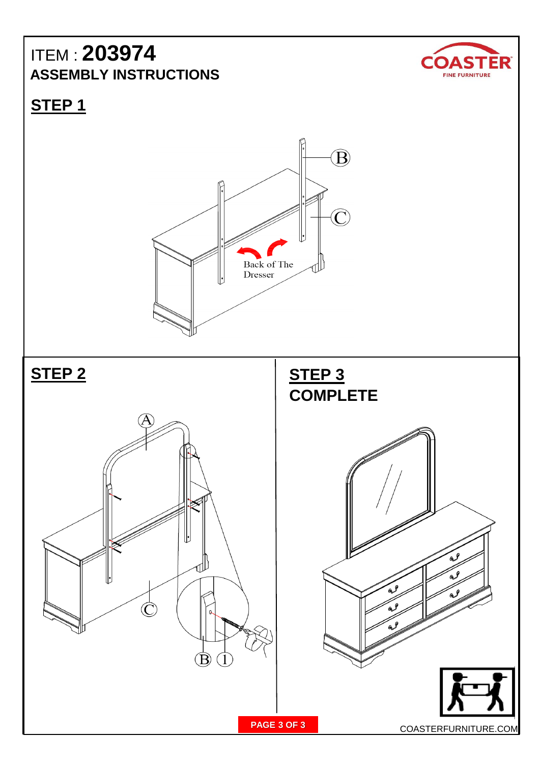ITEM : **203974**

**ASSEMBLY INSTRUCTIONS**

COASTER
FINE FURNITURE

## STEP 1

B

C

Back of The Dresser

## STEP 2

A

C

B 1

## STEP 3

## COMPLETE

COASTERFURNITURE.COM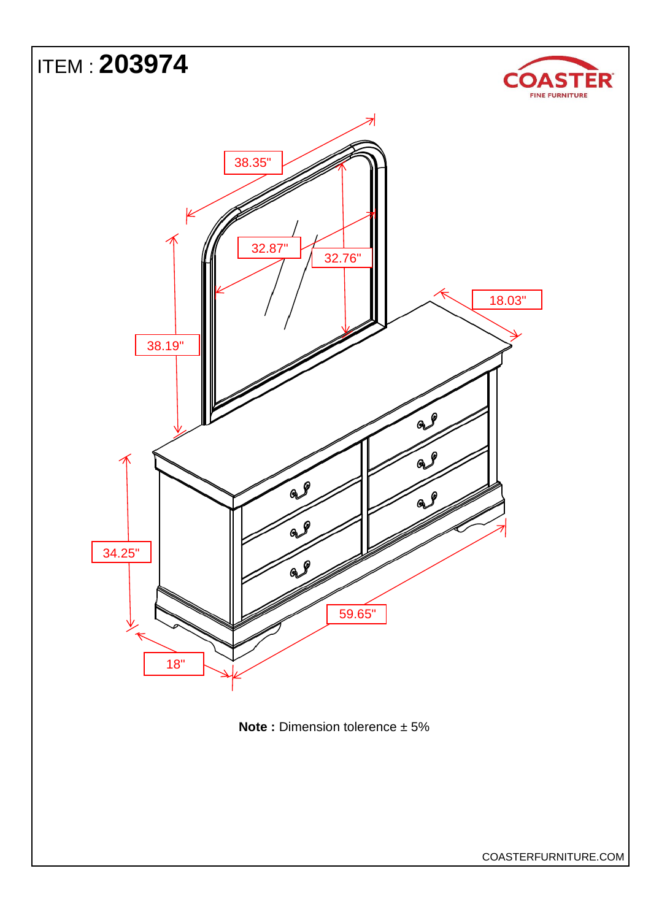ITEM : **203974**

COASTER
FINE FURNITURE

38.35"

32.87"

32.76"

18.03"

38.19"

34.25"

59.65"

18"

**Note :** Dimension tolerence ± 5%

COASTERFURNITURE.COM